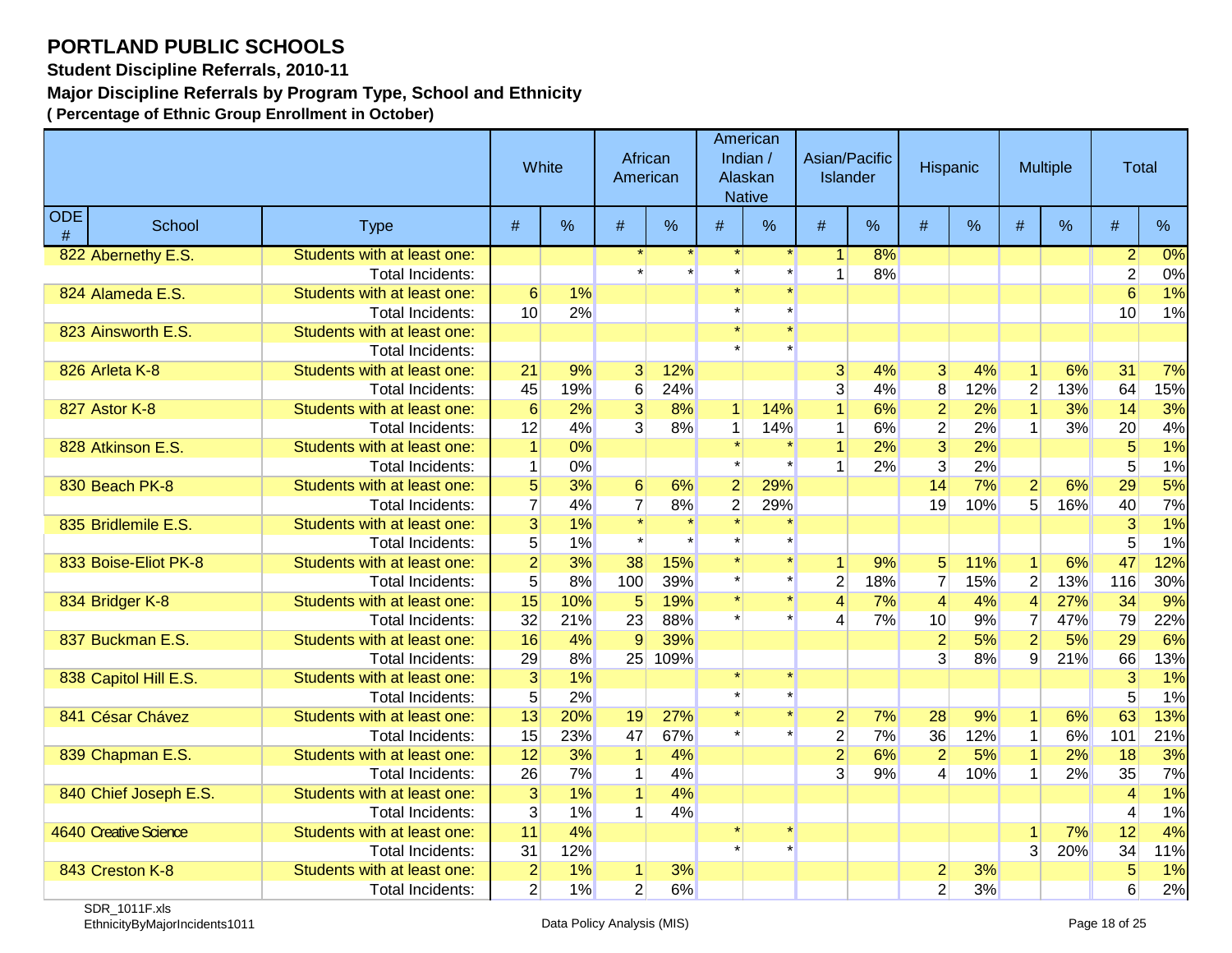# PORTLAND PUBLIC SCHOOLS

**Student Discipline Referrals, 2010-11**

**Major Discipline Referrals by Program Type, School and Ethnicity**

**( Percentage of Ethnic Group Enrollment in October)**

| | | | White | | African American | | American Indian / Alaskan Native | | Asian/Pacific Islander | | Hispanic | | Multiple | | Total | |
|---|---|---|---|---|---|---|---|---|---|---|---|---|---|---|---|---|
| ODE # | School | Type | # | % | # | % | # | % | # | % | # | % | # | % | # | % |
| 822 | Abernethy E.S. | Students with at least one: | | | * | * | * | * | 1 | 8% | | | | | 2 | 0% |
| | | Total Incidents: | | | * | * | * | * | 1 | 8% | | | | | 2 | 0% |
| 824 | Alameda E.S. | Students with at least one: | 6 | 1% | | | * | * | | | | | | | 6 | 1% |
| | | Total Incidents: | 10 | 2% | | | * | * | | | | | | | 10 | 1% |
| 823 | Ainsworth E.S. | Students with at least one: | | | | | * | * | | | | | | | | |
| | | Total Incidents: | | | | | * | * | | | | | | | | |
| 826 | Arleta K-8 | Students with at least one: | 21 | 9% | 3 | 12% | | | 3 | 4% | 3 | 4% | 1 | 6% | 31 | 7% |
| | | Total Incidents: | 45 | 19% | 6 | 24% | | | 3 | 4% | 8 | 12% | 2 | 13% | 64 | 15% |
| 827 | Astor K-8 | Students with at least one: | 6 | 2% | 3 | 8% | 1 | 14% | 1 | 6% | 2 | 2% | 1 | 3% | 14 | 3% |
| | | Total Incidents: | 12 | 4% | 3 | 8% | 1 | 14% | 1 | 6% | 2 | 2% | 1 | 3% | 20 | 4% |
| 828 | Atkinson E.S. | Students with at least one: | 1 | 0% | | | * | * | 1 | 2% | 3 | 2% | | | 5 | 1% |
| | | Total Incidents: | 1 | 0% | | | * | * | 1 | 2% | 3 | 2% | | | 5 | 1% |
| 830 | Beach PK-8 | Students with at least one: | 5 | 3% | 6 | 6% | 2 | 29% | | | 14 | 7% | 2 | 6% | 29 | 5% |
| | | Total Incidents: | 7 | 4% | 7 | 8% | 2 | 29% | | | 19 | 10% | 5 | 16% | 40 | 7% |
| 835 | Bridlemile E.S. | Students with at least one: | 3 | 1% | * | * | * | * | | | | | | | 3 | 1% |
| | | Total Incidents: | 5 | 1% | * | * | * | * | | | | | | | 5 | 1% |
| 833 | Boise-Eliot PK-8 | Students with at least one: | 2 | 3% | 38 | 15% | * | * | 1 | 9% | 5 | 11% | 1 | 6% | 47 | 12% |
| | | Total Incidents: | 5 | 8% | 100 | 39% | * | * | 2 | 18% | 7 | 15% | 2 | 13% | 116 | 30% |
| 834 | Bridger K-8 | Students with at least one: | 15 | 10% | 5 | 19% | * | * | 4 | 7% | 4 | 4% | 4 | 27% | 34 | 9% |
| | | Total Incidents: | 32 | 21% | 23 | 88% | * | * | 4 | 7% | 10 | 9% | 7 | 47% | 79 | 22% |
| 837 | Buckman E.S. | Students with at least one: | 16 | 4% | 9 | 39% | | | | | 2 | 5% | 2 | 5% | 29 | 6% |
| | | Total Incidents: | 29 | 8% | 25 | 109% | | | | | 3 | 8% | 9 | 21% | 66 | 13% |
| 838 | Capitol Hill E.S. | Students with at least one: | 3 | 1% | | | * | * | | | | | | | 3 | 1% |
| | | Total Incidents: | 5 | 2% | | | * | * | | | | | | | 5 | 1% |
| 841 | César Chávez | Students with at least one: | 13 | 20% | 19 | 27% | * | * | 2 | 7% | 28 | 9% | 1 | 6% | 63 | 13% |
| | | Total Incidents: | 15 | 23% | 47 | 67% | * | * | 2 | 7% | 36 | 12% | 1 | 6% | 101 | 21% |
| 839 | Chapman E.S. | Students with at least one: | 12 | 3% | 1 | 4% | | | 2 | 6% | 2 | 5% | 1 | 2% | 18 | 3% |
| | | Total Incidents: | 26 | 7% | 1 | 4% | | | 3 | 9% | 4 | 10% | 1 | 2% | 35 | 7% |
| 840 | Chief Joseph E.S. | Students with at least one: | 3 | 1% | 1 | 4% | | | | | | | | | 4 | 1% |
| | | Total Incidents: | 3 | 1% | 1 | 4% | | | | | | | | | 4 | 1% |
| 4640 | Creative Science | Students with at least one: | 11 | 4% | | | * | * | | | | | 1 | 7% | 12 | 4% |
| | | Total Incidents: | 31 | 12% | | | * | * | | | | | 3 | 20% | 34 | 11% |
| 843 | Creston K-8 | Students with at least one: | 2 | 1% | 1 | 3% | | | | | 2 | 3% | | | 5 | 1% |
| | | Total Incidents: | 2 | 1% | 2 | 6% | | | | | 2 | 3% | | | 6 | 2% |

SDR_1011F.xls
EthnicityByMajorIncidents1011

Data Policy Analysis (MIS)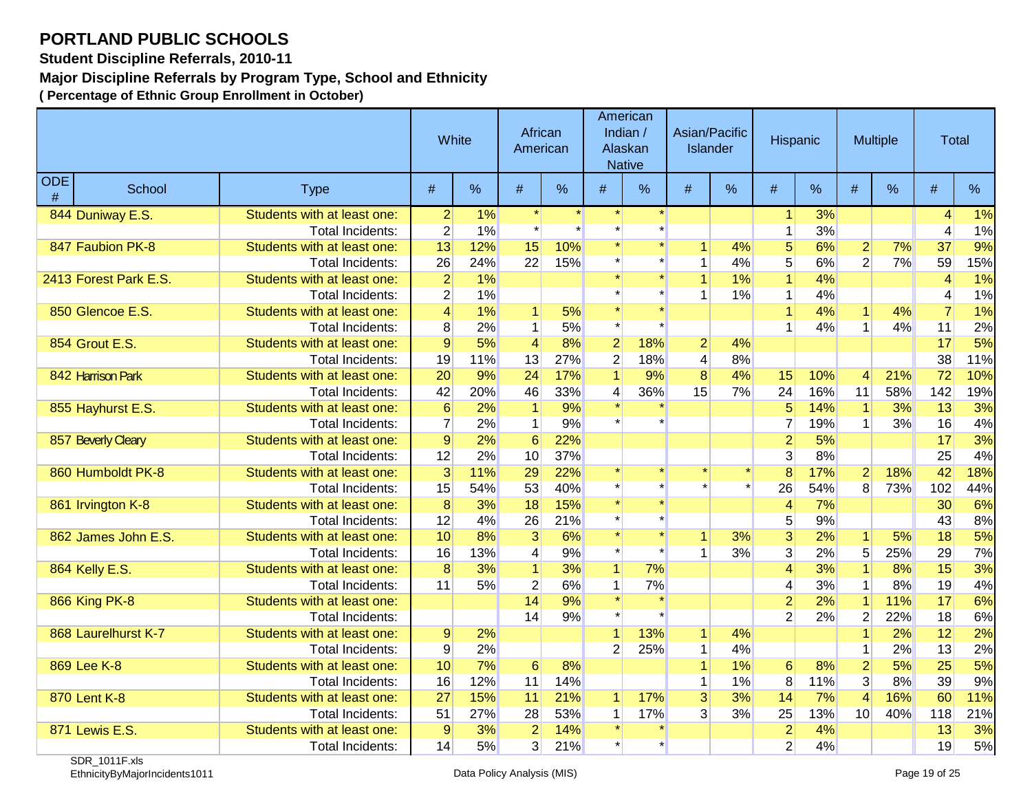# PORTLAND PUBLIC SCHOOLS

**Student Discipline Referrals, 2010-11**

**Major Discipline Referrals by Program Type, School and Ethnicity**

**( Percentage of Ethnic Group Enrollment in October)**

| | | | White | | African American | | American Indian / Alaskan Native | | Asian/Pacific Islander | | Hispanic | | Multiple | | Total | |
|---|---|---|---|---|---|---|---|---|---|---|---|---|---|---|---|---|
| ODE # | School | Type | # | % | # | % | # | % | # | % | # | % | # | % | # | % |
| 844 | Duniway E.S. | Students with at least one: | 2 | 1% | * | * | * | * | | | 1 | 3% | | | 4 | 1% |
| | | Total Incidents: | 2 | 1% | * | * | * | * | | | 1 | 3% | | | 4 | 1% |
| 847 | Faubion PK-8 | Students with at least one: | 13 | 12% | 15 | 10% | * | * | 1 | 4% | 5 | 6% | 2 | 7% | 37 | 9% |
| | | Total Incidents: | 26 | 24% | 22 | 15% | * | * | 1 | 4% | 5 | 6% | 2 | 7% | 59 | 15% |
| 2413 | Forest Park E.S. | Students with at least one: | 2 | 1% | | | * | * | 1 | 1% | 1 | 4% | | | 4 | 1% |
| | | Total Incidents: | 2 | 1% | | | * | * | 1 | 1% | 1 | 4% | | | 4 | 1% |
| 850 | Glencoe E.S. | Students with at least one: | 4 | 1% | 1 | 5% | * | * | | | 1 | 4% | 1 | 4% | 7 | 1% |
| | | Total Incidents: | 8 | 2% | 1 | 5% | * | * | | | 1 | 4% | 1 | 4% | 11 | 2% |
| 854 | Grout E.S. | Students with at least one: | 9 | 5% | 4 | 8% | 2 | 18% | 2 | 4% | | | | | 17 | 5% |
| | | Total Incidents: | 19 | 11% | 13 | 27% | 2 | 18% | 4 | 8% | | | | | 38 | 11% |
| 842 | Harrison Park | Students with at least one: | 20 | 9% | 24 | 17% | 1 | 9% | 8 | 4% | 15 | 10% | 4 | 21% | 72 | 10% |
| | | Total Incidents: | 42 | 20% | 46 | 33% | 4 | 36% | 15 | 7% | 24 | 16% | 11 | 58% | 142 | 19% |
| 855 | Hayhurst E.S. | Students with at least one: | 6 | 2% | 1 | 9% | * | * | | | 5 | 14% | 1 | 3% | 13 | 3% |
| | | Total Incidents: | 7 | 2% | 1 | 9% | * | * | | | 7 | 19% | 1 | 3% | 16 | 4% |
| 857 | Beverly Cleary | Students with at least one: | 9 | 2% | 6 | 22% | | | | | 2 | 5% | | | 17 | 3% |
| | | Total Incidents: | 12 | 2% | 10 | 37% | | | | | 3 | 8% | | | 25 | 4% |
| 860 | Humboldt PK-8 | Students with at least one: | 3 | 11% | 29 | 22% | * | * | * | * | 8 | 17% | 2 | 18% | 42 | 18% |
| | | Total Incidents: | 15 | 54% | 53 | 40% | * | * | * | * | 26 | 54% | 8 | 73% | 102 | 44% |
| 861 | Irvington K-8 | Students with at least one: | 8 | 3% | 18 | 15% | * | * | | | 4 | 7% | | | 30 | 6% |
| | | Total Incidents: | 12 | 4% | 26 | 21% | * | * | | | 5 | 9% | | | 43 | 8% |
| 862 | James John E.S. | Students with at least one: | 10 | 8% | 3 | 6% | * | * | 1 | 3% | 3 | 2% | 1 | 5% | 18 | 5% |
| | | Total Incidents: | 16 | 13% | 4 | 9% | * | * | 1 | 3% | 3 | 2% | 5 | 25% | 29 | 7% |
| 864 | Kelly E.S. | Students with at least one: | 8 | 3% | 1 | 3% | 1 | 7% | | | 4 | 3% | 1 | 8% | 15 | 3% |
| | | Total Incidents: | 11 | 5% | 2 | 6% | 1 | 7% | | | 4 | 3% | 1 | 8% | 19 | 4% |
| 866 | King PK-8 | Students with at least one: | | | 14 | 9% | * | * | | | 2 | 2% | 1 | 11% | 17 | 6% |
| | | Total Incidents: | | | 14 | 9% | * | * | | | 2 | 2% | 2 | 22% | 18 | 6% |
| 868 | Laurelhurst K-7 | Students with at least one: | 9 | 2% | | | 1 | 13% | 1 | 4% | | | 1 | 2% | 12 | 2% |
| | | Total Incidents: | 9 | 2% | | | 2 | 25% | 1 | 4% | | | 1 | 2% | 13 | 2% |
| 869 | Lee K-8 | Students with at least one: | 10 | 7% | 6 | 8% | | | 1 | 1% | 6 | 8% | 2 | 5% | 25 | 5% |
| | | Total Incidents: | 16 | 12% | 11 | 14% | | | 1 | 1% | 8 | 11% | 3 | 8% | 39 | 9% |
| 870 | Lent K-8 | Students with at least one: | 27 | 15% | 11 | 21% | 1 | 17% | 3 | 3% | 14 | 7% | 4 | 16% | 60 | 11% |
| | | Total Incidents: | 51 | 27% | 28 | 53% | 1 | 17% | 3 | 3% | 25 | 13% | 10 | 40% | 118 | 21% |
| 871 | Lewis E.S. | Students with at least one: | 9 | 3% | 2 | 14% | * | * | | | 2 | 4% | | | 13 | 3% |
| | | Total Incidents: | 14 | 5% | 3 | 21% | * | * | | | 2 | 4% | | | 19 | 5% |

SDR_1011F.xls
EthnicityByMajorIncidents1011

Data Policy Analysis (MIS)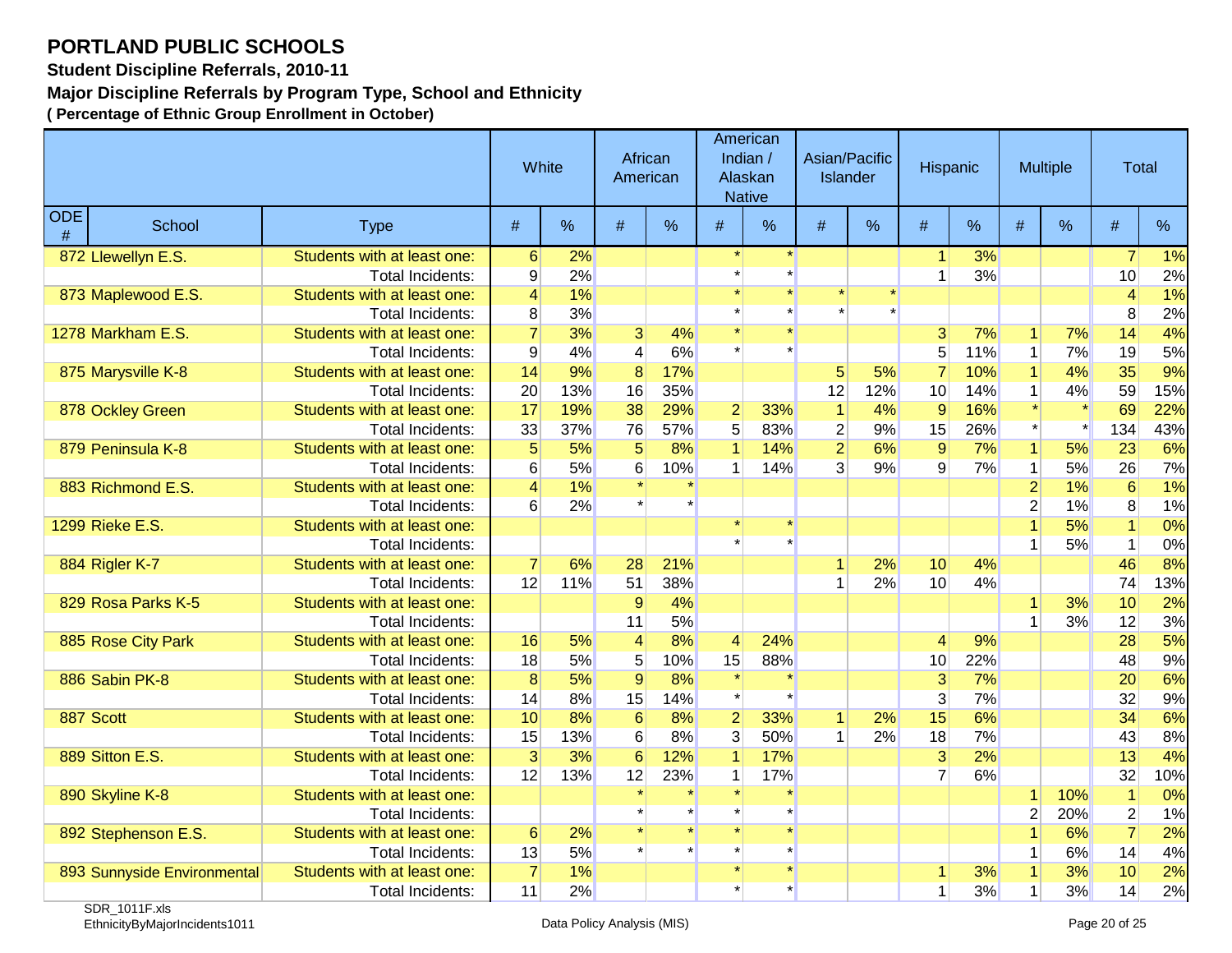# PORTLAND PUBLIC SCHOOLS

**Student Discipline Referrals, 2010-11**

**Major Discipline Referrals by Program Type, School and Ethnicity**

**( Percentage of Ethnic Group Enrollment in October)**

| | | | White | | African American | | American Indian / Alaskan Native | | Asian/Pacific Islander | | Hispanic | | Multiple | | Total | |
|---|---|---|---|---|---|---|---|---|---|---|---|---|---|---|---|---|
| ODE # | School | Type | # | % | # | % | # | % | # | % | # | % | # | % | # | % |
| 872 | Llewellyn E.S. | Students with at least one: | 6 | 2% | | | * | * | | | 1 | 3% | | | 7 | 1% |
| | | Total Incidents: | 9 | 2% | | | * | * | | | 1 | 3% | | | 10 | 2% |
| 873 | Maplewood E.S. | Students with at least one: | 4 | 1% | | | * | * | * | * | | | | | 4 | 1% |
| | | Total Incidents: | 8 | 3% | | | * | * | * | * | | | | | 8 | 2% |
| 1278 | Markham E.S. | Students with at least one: | 7 | 3% | 3 | 4% | * | * | | | 3 | 7% | 1 | 7% | 14 | 4% |
| | | Total Incidents: | 9 | 4% | 4 | 6% | * | * | | | 5 | 11% | 1 | 7% | 19 | 5% |
| 875 | Marysville K-8 | Students with at least one: | 14 | 9% | 8 | 17% | | | 5 | 5% | 7 | 10% | 1 | 4% | 35 | 9% |
| | | Total Incidents: | 20 | 13% | 16 | 35% | | | 12 | 12% | 10 | 14% | 1 | 4% | 59 | 15% |
| 878 | Ockley Green | Students with at least one: | 17 | 19% | 38 | 29% | 2 | 33% | 1 | 4% | 9 | 16% | * | * | 69 | 22% |
| | | Total Incidents: | 33 | 37% | 76 | 57% | 5 | 83% | 2 | 9% | 15 | 26% | * | * | 134 | 43% |
| 879 | Peninsula K-8 | Students with at least one: | 5 | 5% | 5 | 8% | 1 | 14% | 2 | 6% | 9 | 7% | 1 | 5% | 23 | 6% |
| | | Total Incidents: | 6 | 5% | 6 | 10% | 1 | 14% | 3 | 9% | 9 | 7% | 1 | 5% | 26 | 7% |
| 883 | Richmond E.S. | Students with at least one: | 4 | 1% | * | * | | | | | | | 2 | 1% | 6 | 1% |
| | | Total Incidents: | 6 | 2% | * | * | | | | | | | 2 | 1% | 8 | 1% |
| 1299 | Rieke E.S. | Students with at least one: | | | | | * | * | | | | | 1 | 5% | 1 | 0% |
| | | Total Incidents: | | | | | * | * | | | | | 1 | 5% | 1 | 0% |
| 884 | Rigler K-7 | Students with at least one: | 7 | 6% | 28 | 21% | | | 1 | 2% | 10 | 4% | | | 46 | 8% |
| | | Total Incidents: | 12 | 11% | 51 | 38% | | | 1 | 2% | 10 | 4% | | | 74 | 13% |
| 829 | Rosa Parks K-5 | Students with at least one: | | | 9 | 4% | | | | | | | 1 | 3% | 10 | 2% |
| | | Total Incidents: | | | 11 | 5% | | | | | | | 1 | 3% | 12 | 3% |
| 885 | Rose City Park | Students with at least one: | 16 | 5% | 4 | 8% | 4 | 24% | | | 4 | 9% | | | 28 | 5% |
| | | Total Incidents: | 18 | 5% | 5 | 10% | 15 | 88% | | | 10 | 22% | | | 48 | 9% |
| 886 | Sabin PK-8 | Students with at least one: | 8 | 5% | 9 | 8% | * | * | | | 3 | 7% | | | 20 | 6% |
| | | Total Incidents: | 14 | 8% | 15 | 14% | * | * | | | 3 | 7% | | | 32 | 9% |
| 887 | Scott | Students with at least one: | 10 | 8% | 6 | 8% | 2 | 33% | 1 | 2% | 15 | 6% | | | 34 | 6% |
| | | Total Incidents: | 15 | 13% | 6 | 8% | 3 | 50% | 1 | 2% | 18 | 7% | | | 43 | 8% |
| 889 | Sitton E.S. | Students with at least one: | 3 | 3% | 6 | 12% | 1 | 17% | | | 3 | 2% | | | 13 | 4% |
| | | Total Incidents: | 12 | 13% | 12 | 23% | 1 | 17% | | | 7 | 6% | | | 32 | 10% |
| 890 | Skyline K-8 | Students with at least one: | | | * | * | * | * | | | | | 1 | 10% | 1 | 0% |
| | | Total Incidents: | | | * | * | * | * | | | | | 2 | 20% | 2 | 1% |
| 892 | Stephenson E.S. | Students with at least one: | 6 | 2% | * | * | * | * | | | | | 1 | 6% | 7 | 2% |
| | | Total Incidents: | 13 | 5% | * | * | * | * | | | | | 1 | 6% | 14 | 4% |
| 893 | Sunnyside Environmental | Students with at least one: | 7 | 1% | | | * | * | | | 1 | 3% | 1 | 3% | 10 | 2% |
| | | Total Incidents: | 11 | 2% | | | * | * | | | 1 | 3% | 1 | 3% | 14 | 2% |

SDR_1011F.xls
EthnicityByMajorIncidents1011

Data Policy Analysis (MIS)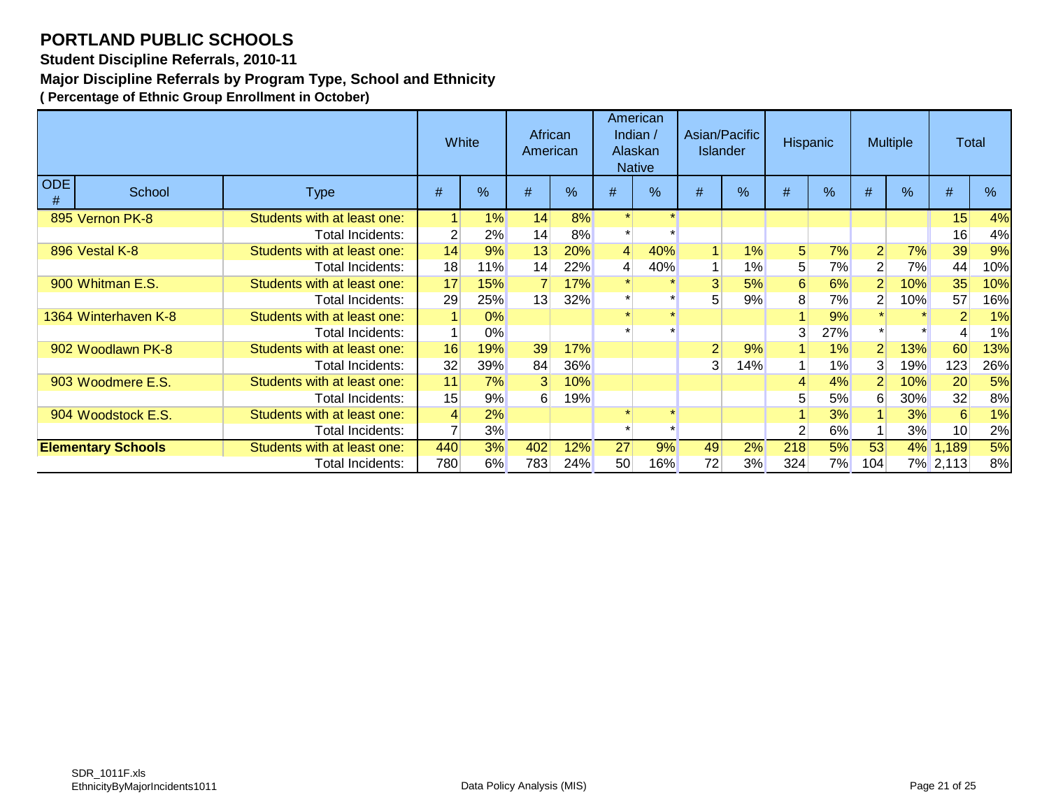# PORTLAND PUBLIC SCHOOLS

### Student Discipline Referrals, 2010-11

### Major Discipline Referrals by Program Type, School and Ethnicity

**( Percentage of Ethnic Group Enrollment in October)**

| | | | White | | African American | | American Indian / Alaskan Native | | Asian/Pacific Islander | | Hispanic | | Multiple | | Total | |
|---|---|---|---|---|---|---|---|---|---|---|---|---|---|---|---|---|
| ODE # | School | Type | # | % | # | % | # | % | # | % | # | % | # | % | # | % |
| 895 | Vernon PK-8 | Students with at least one: | 1 | 1% | 14 | 8% | * | * | | | | | | | 15 | 4% |
| | | Total Incidents: | 2 | 2% | 14 | 8% | * | * | | | | | | | 16 | 4% |
| 896 | Vestal K-8 | Students with at least one: | 14 | 9% | 13 | 20% | 4 | 40% | 1 | 1% | 5 | 7% | 2 | 7% | 39 | 9% |
| | | Total Incidents: | 18 | 11% | 14 | 22% | 4 | 40% | 1 | 1% | 5 | 7% | 2 | 7% | 44 | 10% |
| 900 | Whitman E.S. | Students with at least one: | 17 | 15% | 7 | 17% | * | * | 3 | 5% | 6 | 6% | 2 | 10% | 35 | 10% |
| | | Total Incidents: | 29 | 25% | 13 | 32% | * | * | 5 | 9% | 8 | 7% | 2 | 10% | 57 | 16% |
| 1364 | Winterhaven K-8 | Students with at least one: | 1 | 0% | | | * | * | | | 1 | 9% | * | * | 2 | 1% |
| | | Total Incidents: | 1 | 0% | | | * | * | | | 3 | 27% | * | * | 4 | 1% |
| 902 | Woodlawn PK-8 | Students with at least one: | 16 | 19% | 39 | 17% | | | 2 | 9% | 1 | 1% | 2 | 13% | 60 | 13% |
| | | Total Incidents: | 32 | 39% | 84 | 36% | | | 3 | 14% | 1 | 1% | 3 | 19% | 123 | 26% |
| 903 | Woodmere E.S. | Students with at least one: | 11 | 7% | 3 | 10% | | | | | 4 | 4% | 2 | 10% | 20 | 5% |
| | | Total Incidents: | 15 | 9% | 6 | 19% | | | | | 5 | 5% | 6 | 30% | 32 | 8% |
| 904 | Woodstock E.S. | Students with at least one: | 4 | 2% | | | * | * | | | 1 | 3% | 1 | 3% | 6 | 1% |
| | | Total Incidents: | 7 | 3% | | | * | * | | | 2 | 6% | 1 | 3% | 10 | 2% |
| **Elementary Schools** | | Students with at least one: | 440 | 3% | 402 | 12% | 27 | 9% | 49 | 2% | 218 | 5% | 53 | 4% | 1,189 | 5% |
| | | Total Incidents: | 780 | 6% | 783 | 24% | 50 | 16% | 72 | 3% | 324 | 7% | 104 | 7% | 2,113 | 8% |

SDR_1011F.xls
EthnicityByMajorIncidents1011

Data Policy Analysis (MIS)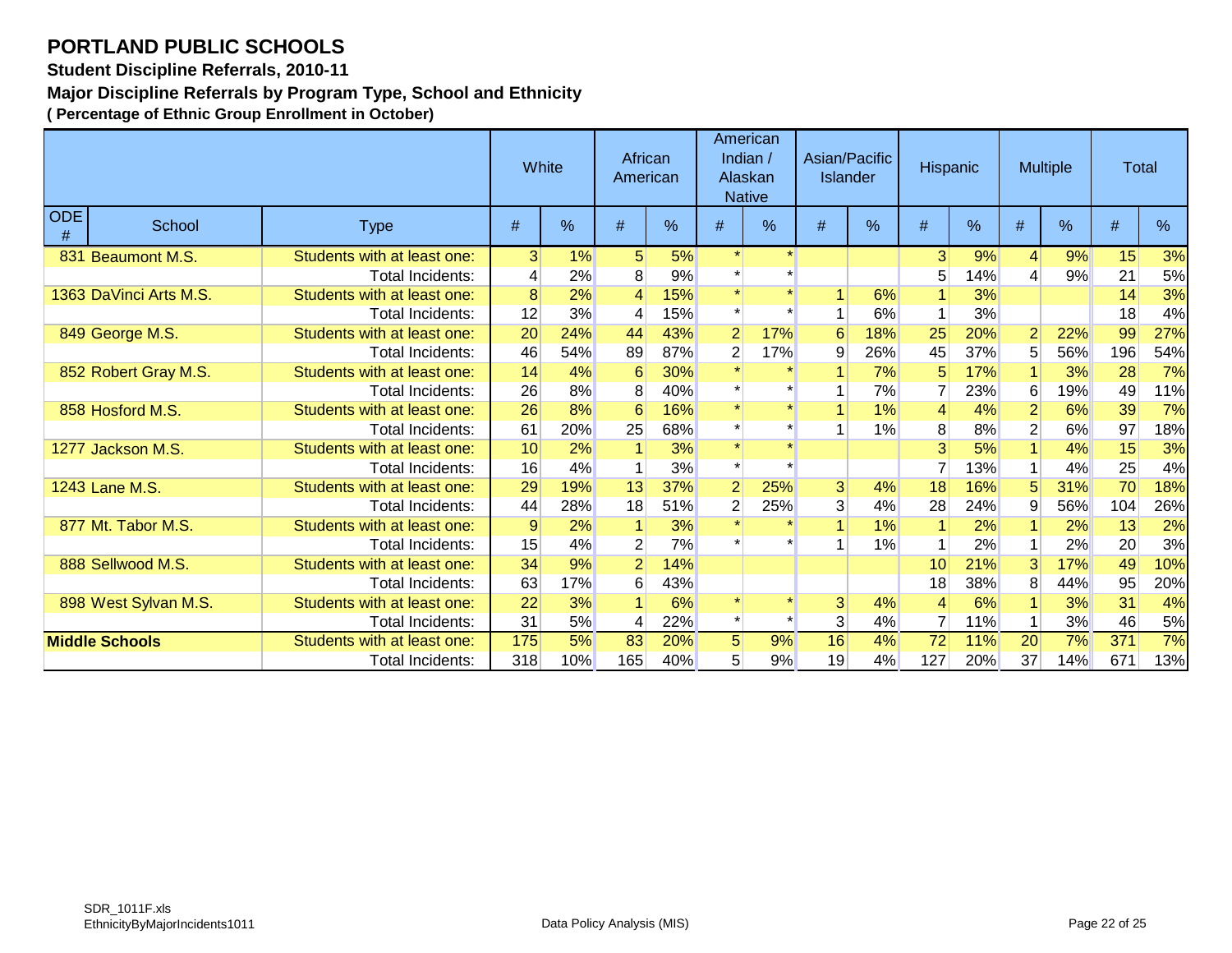# PORTLAND PUBLIC SCHOOLS

**Student Discipline Referrals, 2010-11**

**Major Discipline Referrals by Program Type, School and Ethnicity**

**( Percentage of Ethnic Group Enrollment in October)**

| | | | White | | African American | | American Indian / Alaskan Native | | Asian/Pacific Islander | | Hispanic | | Multiple | | Total | |
|---|---|---|---|---|---|---|---|---|---|---|---|---|---|---|---|---|
| ODE # | School | Type | # | % | # | % | # | % | # | % | # | % | # | % | # | % |
| 831 | Beaumont M.S. | Students with at least one: | 3 | 1% | 5 | 5% | * | * | | | 3 | 9% | 4 | 9% | 15 | 3% |
| | | Total Incidents: | 4 | 2% | 8 | 9% | * | * | | | 5 | 14% | 4 | 9% | 21 | 5% |
| 1363 | DaVinci Arts M.S. | Students with at least one: | 8 | 2% | 4 | 15% | * | * | 1 | 6% | 1 | 3% | | | 14 | 3% |
| | | Total Incidents: | 12 | 3% | 4 | 15% | * | * | 1 | 6% | 1 | 3% | | | 18 | 4% |
| 849 | George M.S. | Students with at least one: | 20 | 24% | 44 | 43% | 2 | 17% | 6 | 18% | 25 | 20% | 2 | 22% | 99 | 27% |
| | | Total Incidents: | 46 | 54% | 89 | 87% | 2 | 17% | 9 | 26% | 45 | 37% | 5 | 56% | 196 | 54% |
| 852 | Robert Gray M.S. | Students with at least one: | 14 | 4% | 6 | 30% | * | * | 1 | 7% | 5 | 17% | 1 | 3% | 28 | 7% |
| | | Total Incidents: | 26 | 8% | 8 | 40% | * | * | 1 | 7% | 7 | 23% | 6 | 19% | 49 | 11% |
| 858 | Hosford M.S. | Students with at least one: | 26 | 8% | 6 | 16% | * | * | 1 | 1% | 4 | 4% | 2 | 6% | 39 | 7% |
| | | Total Incidents: | 61 | 20% | 25 | 68% | * | * | 1 | 1% | 8 | 8% | 2 | 6% | 97 | 18% |
| 1277 | Jackson M.S. | Students with at least one: | 10 | 2% | 1 | 3% | * | * | | | 3 | 5% | 1 | 4% | 15 | 3% |
| | | Total Incidents: | 16 | 4% | 1 | 3% | * | * | | | 7 | 13% | 1 | 4% | 25 | 4% |
| 1243 | Lane M.S. | Students with at least one: | 29 | 19% | 13 | 37% | 2 | 25% | 3 | 4% | 18 | 16% | 5 | 31% | 70 | 18% |
| | | Total Incidents: | 44 | 28% | 18 | 51% | 2 | 25% | 3 | 4% | 28 | 24% | 9 | 56% | 104 | 26% |
| 877 | Mt. Tabor M.S. | Students with at least one: | 9 | 2% | 1 | 3% | * | * | 1 | 1% | 1 | 2% | 1 | 2% | 13 | 2% |
| | | Total Incidents: | 15 | 4% | 2 | 7% | * | * | 1 | 1% | 1 | 2% | 1 | 2% | 20 | 3% |
| 888 | Sellwood M.S. | Students with at least one: | 34 | 9% | 2 | 14% | | | | | 10 | 21% | 3 | 17% | 49 | 10% |
| | | Total Incidents: | 63 | 17% | 6 | 43% | | | | | 18 | 38% | 8 | 44% | 95 | 20% |
| 898 | West Sylvan M.S. | Students with at least one: | 22 | 3% | 1 | 6% | * | * | 3 | 4% | 4 | 6% | 1 | 3% | 31 | 4% |
| | | Total Incidents: | 31 | 5% | 4 | 22% | * | * | 3 | 4% | 7 | 11% | 1 | 3% | 46 | 5% |
| **Middle Schools** | | Students with at least one: | 175 | 5% | 83 | 20% | 5 | 9% | 16 | 4% | 72 | 11% | 20 | 7% | 371 | 7% |
| | | Total Incidents: | 318 | 10% | 165 | 40% | 5 | 9% | 19 | 4% | 127 | 20% | 37 | 14% | 671 | 13% |

SDR_1011F.xls
EthnicityByMajorIncidents1011

Data Policy Analysis (MIS)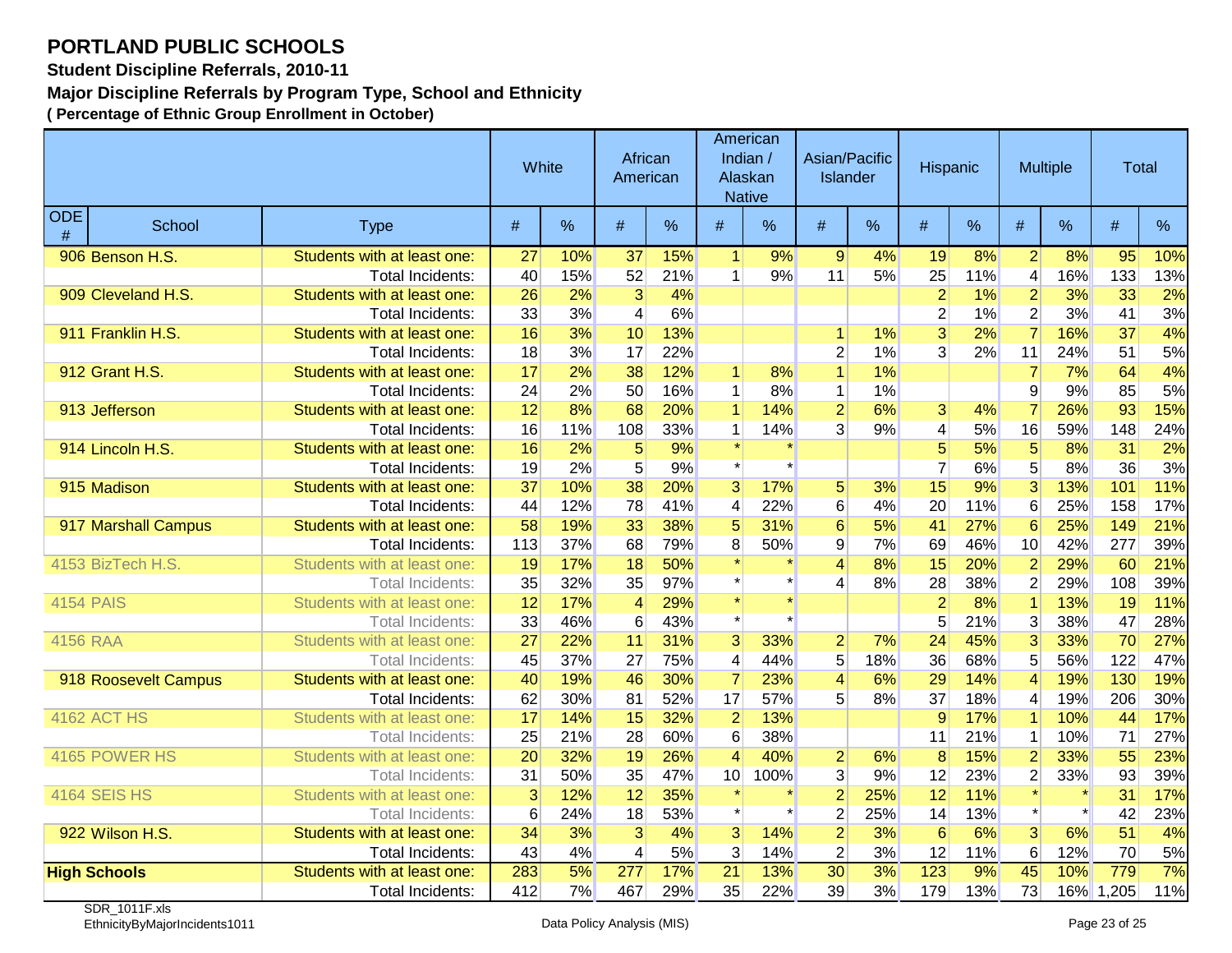# PORTLAND PUBLIC SCHOOLS

**Student Discipline Referrals, 2010-11**

**Major Discipline Referrals by Program Type, School and Ethnicity**

**( Percentage of Ethnic Group Enrollment in October)**

| | | | White | | African American | | American Indian / Alaskan Native | | Asian/Pacific Islander | | Hispanic | | Multiple | | Total | |
|---|---|---|---|---|---|---|---|---|---|---|---|---|---|---|---|---|
| ODE # | School | Type | # | % | # | % | # | % | # | % | # | % | # | % | # | % |
| 906 | Benson H.S. | Students with at least one: | 27 | 10% | 37 | 15% | 1 | 9% | 9 | 4% | 19 | 8% | 2 | 8% | 95 | 10% |
| | | Total Incidents: | 40 | 15% | 52 | 21% | 1 | 9% | 11 | 5% | 25 | 11% | 4 | 16% | 133 | 13% |
| 909 | Cleveland H.S. | Students with at least one: | 26 | 2% | 3 | 4% | | | | | 2 | 1% | 2 | 3% | 33 | 2% |
| | | Total Incidents: | 33 | 3% | 4 | 6% | | | | | 2 | 1% | 2 | 3% | 41 | 3% |
| 911 | Franklin H.S. | Students with at least one: | 16 | 3% | 10 | 13% | | | 1 | 1% | 3 | 2% | 7 | 16% | 37 | 4% |
| | | Total Incidents: | 18 | 3% | 17 | 22% | | | 2 | 1% | 3 | 2% | 11 | 24% | 51 | 5% |
| 912 | Grant H.S. | Students with at least one: | 17 | 2% | 38 | 12% | 1 | 8% | 1 | 1% | | | 7 | 7% | 64 | 4% |
| | | Total Incidents: | 24 | 2% | 50 | 16% | 1 | 8% | 1 | 1% | | | 9 | 9% | 85 | 5% |
| 913 | Jefferson | Students with at least one: | 12 | 8% | 68 | 20% | 1 | 14% | 2 | 6% | 3 | 4% | 7 | 26% | 93 | 15% |
| | | Total Incidents: | 16 | 11% | 108 | 33% | 1 | 14% | 3 | 9% | 4 | 5% | 16 | 59% | 148 | 24% |
| 914 | Lincoln H.S. | Students with at least one: | 16 | 2% | 5 | 9% | * | * | | | 5 | 5% | 5 | 8% | 31 | 2% |
| | | Total Incidents: | 19 | 2% | 5 | 9% | * | * | | | 7 | 6% | 5 | 8% | 36 | 3% |
| 915 | Madison | Students with at least one: | 37 | 10% | 38 | 20% | 3 | 17% | 5 | 3% | 15 | 9% | 3 | 13% | 101 | 11% |
| | | Total Incidents: | 44 | 12% | 78 | 41% | 4 | 22% | 6 | 4% | 20 | 11% | 6 | 25% | 158 | 17% |
| 917 | Marshall Campus | Students with at least one: | 58 | 19% | 33 | 38% | 5 | 31% | 6 | 5% | 41 | 27% | 6 | 25% | 149 | 21% |
| | | Total Incidents: | 113 | 37% | 68 | 79% | 8 | 50% | 9 | 7% | 69 | 46% | 10 | 42% | 277 | 39% |
| 4153 | BizTech H.S. | Students with at least one: | 19 | 17% | 18 | 50% | * | * | 4 | 8% | 15 | 20% | 2 | 29% | 60 | 21% |
| | | Total Incidents: | 35 | 32% | 35 | 97% | * | * | 4 | 8% | 28 | 38% | 2 | 29% | 108 | 39% |
| 4154 | PAIS | Students with at least one: | 12 | 17% | 4 | 29% | * | * | | | 2 | 8% | 1 | 13% | 19 | 11% |
| | | Total Incidents: | 33 | 46% | 6 | 43% | * | * | | | 5 | 21% | 3 | 38% | 47 | 28% |
| 4156 | RAA | Students with at least one: | 27 | 22% | 11 | 31% | 3 | 33% | 2 | 7% | 24 | 45% | 3 | 33% | 70 | 27% |
| | | Total Incidents: | 45 | 37% | 27 | 75% | 4 | 44% | 5 | 18% | 36 | 68% | 5 | 56% | 122 | 47% |
| 918 | Roosevelt Campus | Students with at least one: | 40 | 19% | 46 | 30% | 7 | 23% | 4 | 6% | 29 | 14% | 4 | 19% | 130 | 19% |
| | | Total Incidents: | 62 | 30% | 81 | 52% | 17 | 57% | 5 | 8% | 37 | 18% | 4 | 19% | 206 | 30% |
| 4162 | ACT HS | Students with at least one: | 17 | 14% | 15 | 32% | 2 | 13% | | | 9 | 17% | 1 | 10% | 44 | 17% |
| | | Total Incidents: | 25 | 21% | 28 | 60% | 6 | 38% | | | 11 | 21% | 1 | 10% | 71 | 27% |
| 4165 | POWER HS | Students with at least one: | 20 | 32% | 19 | 26% | 4 | 40% | 2 | 6% | 8 | 15% | 2 | 33% | 55 | 23% |
| | | Total Incidents: | 31 | 50% | 35 | 47% | 10 | 100% | 3 | 9% | 12 | 23% | 2 | 33% | 93 | 39% |
| 4164 | SEIS HS | Students with at least one: | 3 | 12% | 12 | 35% | * | * | 2 | 25% | 12 | 11% | * | * | 31 | 17% |
| | | Total Incidents: | 6 | 24% | 18 | 53% | * | * | 2 | 25% | 14 | 13% | * | * | 42 | 23% |
| 922 | Wilson H.S. | Students with at least one: | 34 | 3% | 3 | 4% | 3 | 14% | 2 | 3% | 6 | 6% | 3 | 6% | 51 | 4% |
| | | Total Incidents: | 43 | 4% | 4 | 5% | 3 | 14% | 2 | 3% | 12 | 11% | 6 | 12% | 70 | 5% |
| **High Schools** | | Students with at least one: | 283 | 5% | 277 | 17% | 21 | 13% | 30 | 3% | 123 | 9% | 45 | 10% | 779 | 7% |
| | | Total Incidents: | 412 | 7% | 467 | 29% | 35 | 22% | 39 | 3% | 179 | 13% | 73 | 16% | 1,205 | 11% |

SDR_1011F.xls
EthnicityByMajorIncidents1011

Data Policy Analysis (MIS)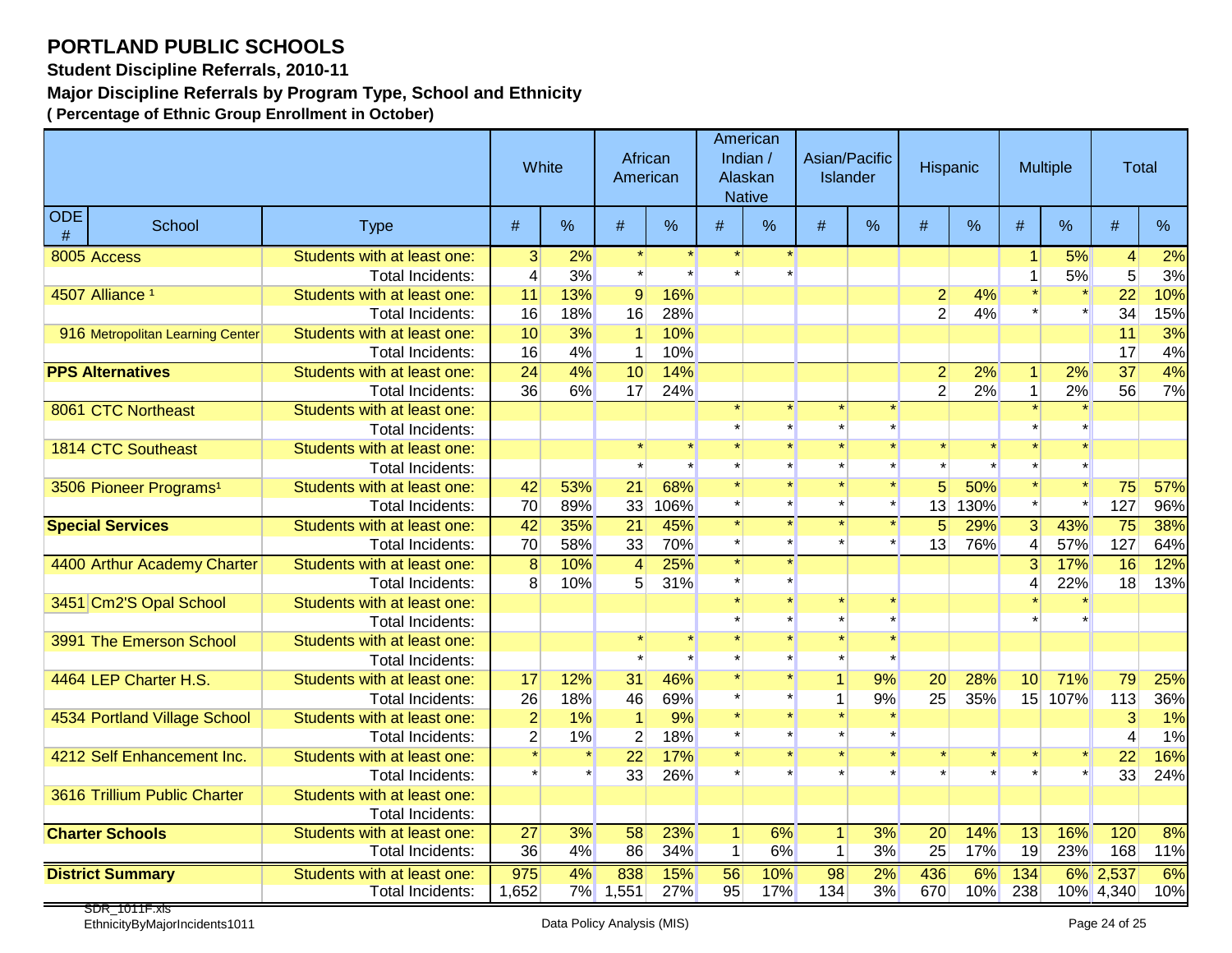# PORTLAND PUBLIC SCHOOLS

**Student Discipline Referrals, 2010-11**

**Major Discipline Referrals by Program Type, School and Ethnicity**

**( Percentage of Ethnic Group Enrollment in October)**

| | | | White | | African American | | American Indian / Alaskan Native | | Asian/Pacific Islander | | Hispanic | | Multiple | | Total | |
|---|---|---|---|---|---|---|---|---|---|---|---|---|---|---|---|---|
| ODE # | School | Type | # | % | # | % | # | % | # | % | # | % | # | % | # | % |
| 8005 | Access | Students with at least one: | 3 | 2% | * | * | * | * | | | | | 1 | 5% | 4 | 2% |
| | | Total Incidents: | 4 | 3% | * | * | * | * | | | | | 1 | 5% | 5 | 3% |
| 4507 | Alliance [1] | Students with at least one: | 11 | 13% | 9 | 16% | | | | | 2 | 4% | * | * | 22 | 10% |
| | | Total Incidents: | 16 | 18% | 16 | 28% | | | | | 2 | 4% | * | * | 34 | 15% |
| 916 | Metropolitan Learning Center | Students with at least one: | 10 | 3% | 1 | 10% | | | | | | | | | 11 | 3% |
| | | Total Incidents: | 16 | 4% | 1 | 10% | | | | | | | | | 17 | 4% |
| **PPS Alternatives** | | Students with at least one: | 24 | 4% | 10 | 14% | | | | | 2 | 2% | 1 | 2% | 37 | 4% |
| | | Total Incidents: | 36 | 6% | 17 | 24% | | | | | 2 | 2% | 1 | 2% | 56 | 7% |
| 8061 | CTC Northeast | Students with at least one: | | | | | * | * | * | * | | | * | * | | |
| | | Total Incidents: | | | | | * | * | * | * | | | * | * | | |
| 1814 | CTC Southeast | Students with at least one: | | | * | * | * | * | * | * | * | * | * | * | | |
| | | Total Incidents: | | | * | * | * | * | * | * | * | * | * | * | | |
| 3506 | Pioneer Programs[1] | Students with at least one: | 42 | 53% | 21 | 68% | * | * | * | * | 5 | 50% | * | * | 75 | 57% |
| | | Total Incidents: | 70 | 89% | 33 | 106% | * | * | * | * | 13 | 130% | * | * | 127 | 96% |
| **Special Services** | | Students with at least one: | 42 | 35% | 21 | 45% | * | * | * | * | 5 | 29% | 3 | 43% | 75 | 38% |
| | | Total Incidents: | 70 | 58% | 33 | 70% | * | * | * | * | 13 | 76% | 4 | 57% | 127 | 64% |
| 4400 | Arthur Academy Charter | Students with at least one: | 8 | 10% | 4 | 25% | * | * | | | | | 3 | 17% | 16 | 12% |
| | | Total Incidents: | 8 | 10% | 5 | 31% | * | * | | | | | 4 | 22% | 18 | 13% |
| 3451 | Cm2'S Opal School | Students with at least one: | | | | | * | * | * | * | | | * | * | | |
| | | Total Incidents: | | | | | * | * | * | * | | | * | * | | |
| 3991 | The Emerson School | Students with at least one: | | | * | * | * | * | * | * | | | | | | |
| | | Total Incidents: | | | * | * | * | * | * | * | | | | | | |
| 4464 | LEP Charter H.S. | Students with at least one: | 17 | 12% | 31 | 46% | * | * | 1 | 9% | 20 | 28% | 10 | 71% | 79 | 25% |
| | | Total Incidents: | 26 | 18% | 46 | 69% | * | * | 1 | 9% | 25 | 35% | 15 | 107% | 113 | 36% |
| 4534 | Portland Village School | Students with at least one: | 2 | 1% | 1 | 9% | * | * | * | * | | | | | 3 | 1% |
| | | Total Incidents: | 2 | 1% | 2 | 18% | * | * | * | * | | | | | 4 | 1% |
| 4212 | Self Enhancement Inc. | Students with at least one: | * | * | 22 | 17% | * | * | * | * | * | * | * | * | 22 | 16% |
| | | Total Incidents: | * | * | 33 | 26% | * | * | * | * | * | * | * | * | 33 | 24% |
| 3616 | Trillium Public Charter | Students with at least one: | | | | | | | | | | | | | | |
| | | Total Incidents: | | | | | | | | | | | | | | |
| **Charter Schools** | | Students with at least one: | 27 | 3% | 58 | 23% | 1 | 6% | 1 | 3% | 20 | 14% | 13 | 16% | 120 | 8% |
| | | Total Incidents: | 36 | 4% | 86 | 34% | 1 | 6% | 1 | 3% | 25 | 17% | 19 | 23% | 168 | 11% |
| **District Summary** | | Students with at least one: | 975 | 4% | 838 | 15% | 56 | 10% | 98 | 2% | 436 | 6% | 134 | 6% | 2,537 | 6% |
| | | Total Incidents: | 1,652 | 7% | 1,551 | 27% | 95 | 17% | 134 | 3% | 670 | 10% | 238 | 10% | 4,340 | 10% |

SDR_1011F.xls
EthnicityByMajorIncidents1011

Data Policy Analysis (MIS)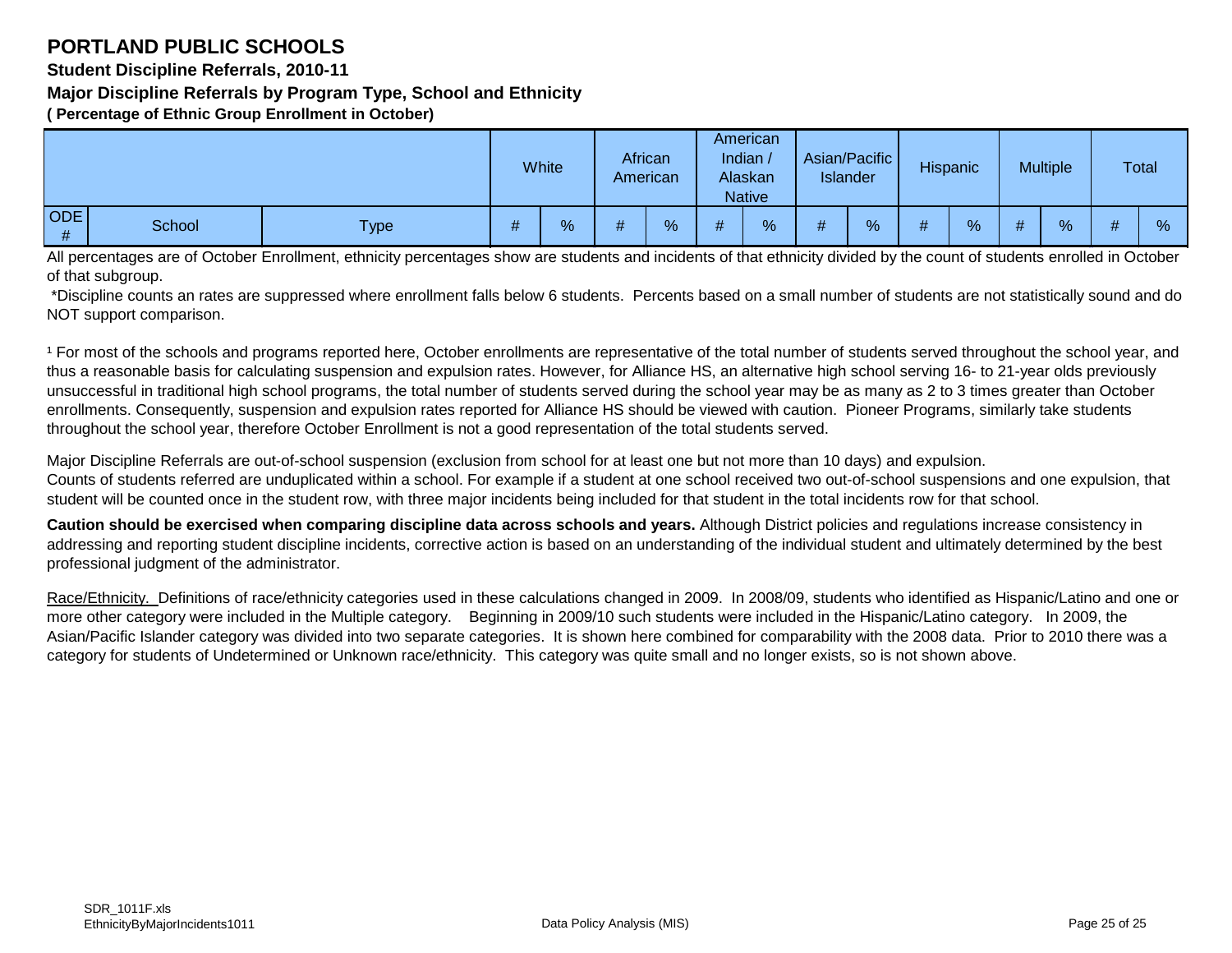# PORTLAND PUBLIC SCHOOLS

### Student Discipline Referrals, 2010-11

### Major Discipline Referrals by Program Type, School and Ethnicity

**( Percentage of Ethnic Group Enrollment in October)**

| | | | White | | African American | | American Indian / Alaskan Native | | Asian/Pacific Islander | | Hispanic | | Multiple | | Total | |
|---|---|---|---|---|---|---|---|---|---|---|---|---|---|---|---|---|
| ODE # | School | Type | # | % | # | % | # | % | # | % | # | % | # | % | # | % |

All percentages are of October Enrollment, ethnicity percentages show are students and incidents of that ethnicity divided by the count of students enrolled in October of that subgroup.

*Discipline counts an rates are suppressed where enrollment falls below 6 students. Percents based on a small number of students are not statistically sound and do NOT support comparison.

[1] For most of the schools and programs reported here, October enrollments are representative of the total number of students served throughout the school year, and thus a reasonable basis for calculating suspension and expulsion rates. However, for Alliance HS, an alternative high school serving 16- to 21-year olds previously unsuccessful in traditional high school programs, the total number of students served during the school year may be as many as 2 to 3 times greater than October enrollments. Consequently, suspension and expulsion rates reported for Alliance HS should be viewed with caution. Pioneer Programs, similarly take students throughout the school year, therefore October Enrollment is not a good representation of the total students served.

Major Discipline Referrals are out-of-school suspension (exclusion from school for at least one but not more than 10 days) and expulsion.
Counts of students referred are unduplicated within a school. For example if a student at one school received two out-of-school suspensions and one expulsion, that student will be counted once in the student row, with three major incidents being included for that student in the total incidents row for that school.

**Caution should be exercised when comparing discipline data across schools and years.** Although District policies and regulations increase consistency in addressing and reporting student discipline incidents, corrective action is based on an understanding of the individual student and ultimately determined by the best professional judgment of the administrator.

Race/Ethnicity. Definitions of race/ethnicity categories used in these calculations changed in 2009. In 2008/09, students who identified as Hispanic/Latino and one or more other category were included in the Multiple category. Beginning in 2009/10 such students were included in the Hispanic/Latino category. In 2009, the Asian/Pacific Islander category was divided into two separate categories. It is shown here combined for comparability with the 2008 data. Prior to 2010 there was a category for students of Undetermined or Unknown race/ethnicity. This category was quite small and no longer exists, so is not shown above.

SDR_1011F.xls
EthnicityByMajorIncidents1011

Data Policy Analysis (MIS)